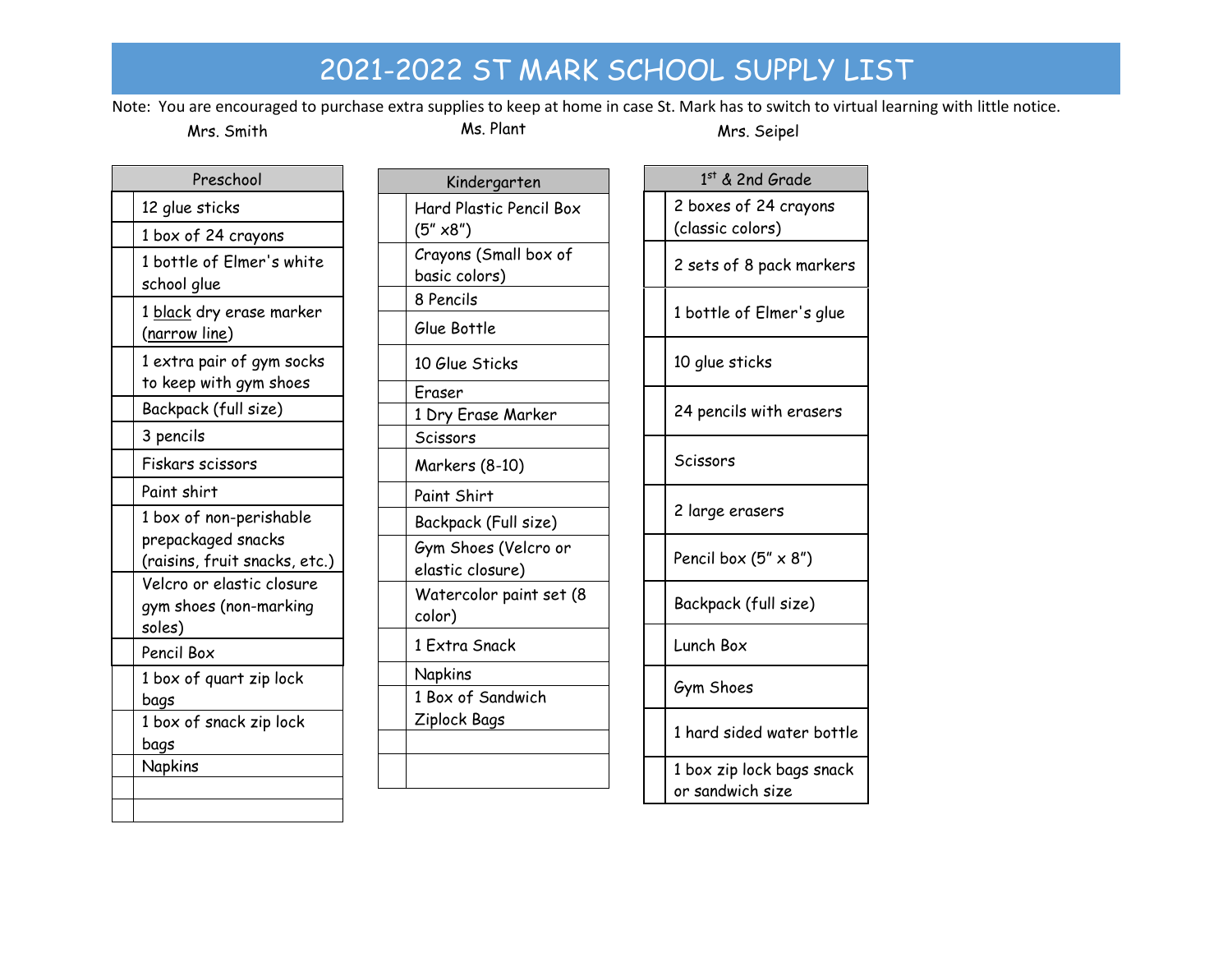# 2021-2022 ST MARK SCHOOL SUPPLY LIST

Note: You are encouraged to purchase extra supplies to keep at home in case St. Mark has to switch to virtual learning with little notice.

## Mrs. Smith

| | Preschool |
|---|---|
| | 12 glue sticks |
| | 1 box of 24 crayons |
| | 1 bottle of Elmer's white school glue |
| | 1 black dry erase marker (narrow line) |
| | 1 extra pair of gym socks to keep with gym shoes |
| | Backpack (full size) |
| | 3 pencils |
| | Fiskars scissors |
| | Paint shirt |
| | 1 box of non-perishable prepackaged snacks (raisins, fruit snacks, etc.) |
| | Velcro or elastic closure gym shoes (non-marking soles) |
| | Pencil Box |
| | 1 box of quart zip lock bags |
| | 1 box of snack zip lock bags |
| | Napkins |
| | |
| | |

## Ms. Plant

| | Kindergarten |
|---|---|
| | Hard Plastic Pencil Box (5" x8") |
| | Crayons (Small box of basic colors) |
| | 8 Pencils |
| | Glue Bottle |
| | 10 Glue Sticks |
| | Eraser |
| | 1 Dry Erase Marker |
| | Scissors |
| | Markers (8-10) |
| | Paint Shirt |
| | Backpack (Full size) |
| | Gym Shoes (Velcro or elastic closure) |
| | Watercolor paint set (8 color) |
| | 1 Extra Snack |
| | Napkins |
| | 1 Box of Sandwich Ziplock Bags |
| | |
| | |

## Mrs. Seipel

| | 1st & 2nd Grade |
|---|---|
| | 2 boxes of 24 crayons (classic colors) |
| | 2 sets of 8 pack markers |
| | 1 bottle of Elmer's glue |
| | 10 glue sticks |
| | 24 pencils with erasers |
| | Scissors |
| | 2 large erasers |
| | Pencil box (5" x 8") |
| | Backpack (full size) |
| | Lunch Box |
| | Gym Shoes |
| | 1 hard sided water bottle |
| | 1 box zip lock bags snack or sandwich size |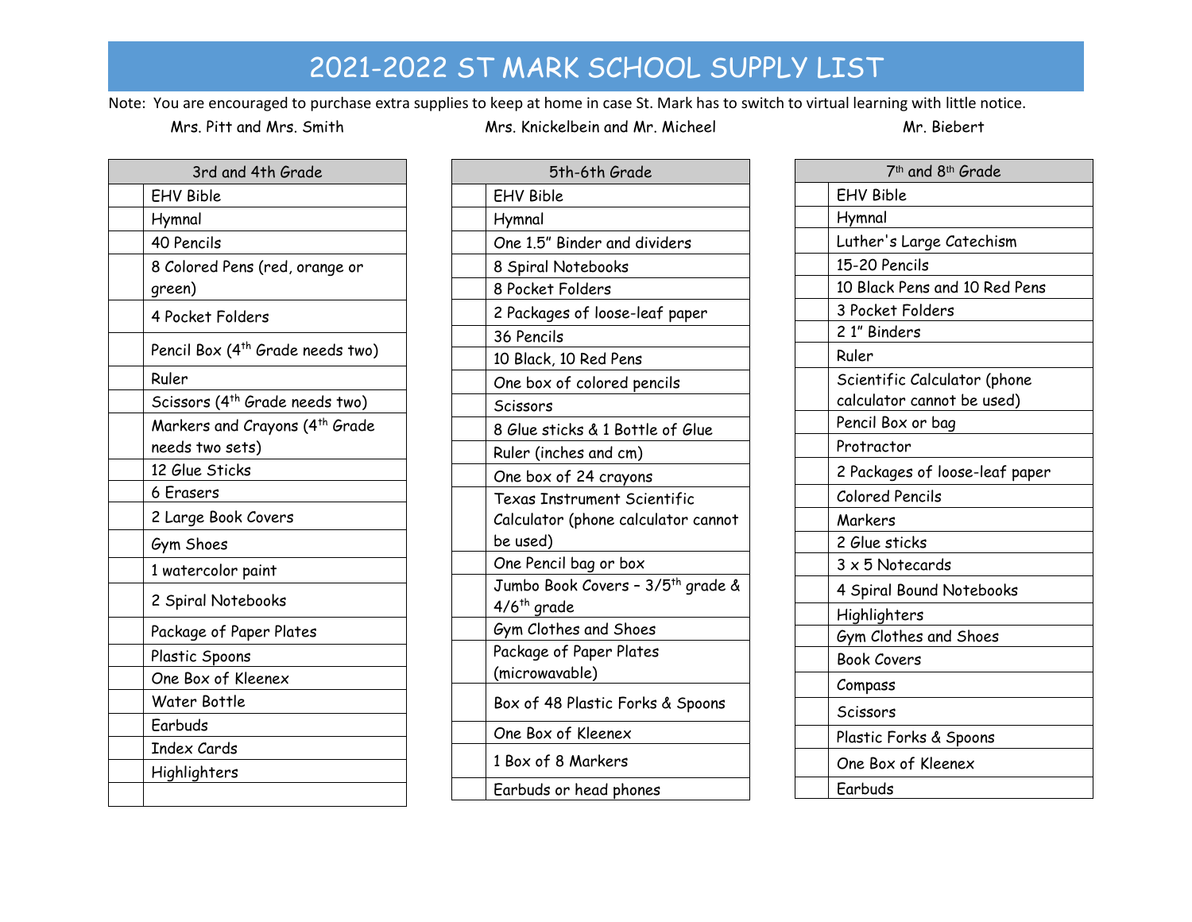# 2021-2022 ST MARK SCHOOL SUPPLY LIST

Note: You are encouraged to purchase extra supplies to keep at home in case St. Mark has to switch to virtual learning with little notice.

Mrs. Pitt and Mrs. Smith

| | 3rd and 4th Grade |
|---|---|
| | EHV Bible |
| | Hymnal |
| | 40 Pencils |
| | 8 Colored Pens (red, orange or green) |
| | 4 Pocket Folders |
| | Pencil Box (4th Grade needs two) |
| | Ruler |
| | Scissors (4th Grade needs two) |
| | Markers and Crayons (4th Grade needs two sets) |
| | 12 Glue Sticks |
| | 6 Erasers |
| | 2 Large Book Covers |
| | Gym Shoes |
| | 1 watercolor paint |
| | 2 Spiral Notebooks |
| | Package of Paper Plates |
| | Plastic Spoons |
| | One Box of Kleenex |
| | Water Bottle |
| | Earbuds |
| | Index Cards |
| | Highlighters |
| | |

Mrs. Knickelbein and Mr. Micheel

| | 5th-6th Grade |
|---|---|
| | EHV Bible |
| | Hymnal |
| | One 1.5" Binder and dividers |
| | 8 Spiral Notebooks |
| | 8 Pocket Folders |
| | 2 Packages of loose-leaf paper |
| | 36 Pencils |
| | 10 Black, 10 Red Pens |
| | One box of colored pencils |
| | Scissors |
| | 8 Glue sticks & 1 Bottle of Glue |
| | Ruler (inches and cm) |
| | One box of 24 crayons |
| | Texas Instrument Scientific Calculator (phone calculator cannot be used) |
| | One Pencil bag or box |
| | Jumbo Book Covers – 3/5th grade & 4/6th grade |
| | Gym Clothes and Shoes |
| | Package of Paper Plates (microwavable) |
| | Box of 48 Plastic Forks & Spoons |
| | One Box of Kleenex |
| | 1 Box of 8 Markers |
| | Earbuds or head phones |

Mr. Biebert

| | 7th and 8th Grade |
|---|---|
| | EHV Bible |
| | Hymnal |
| | Luther's Large Catechism |
| | 15-20 Pencils |
| | 10 Black Pens and 10 Red Pens |
| | 3 Pocket Folders |
| | 2 1" Binders |
| | Ruler |
| | Scientific Calculator (phone calculator cannot be used) |
| | Pencil Box or bag |
| | Protractor |
| | 2 Packages of loose-leaf paper |
| | Colored Pencils |
| | Markers |
| | 2 Glue sticks |
| | 3 x 5 Notecards |
| | 4 Spiral Bound Notebooks |
| | Highlighters |
| | Gym Clothes and Shoes |
| | Book Covers |
| | Compass |
| | Scissors |
| | Plastic Forks & Spoons |
| | One Box of Kleenex |
| | Earbuds |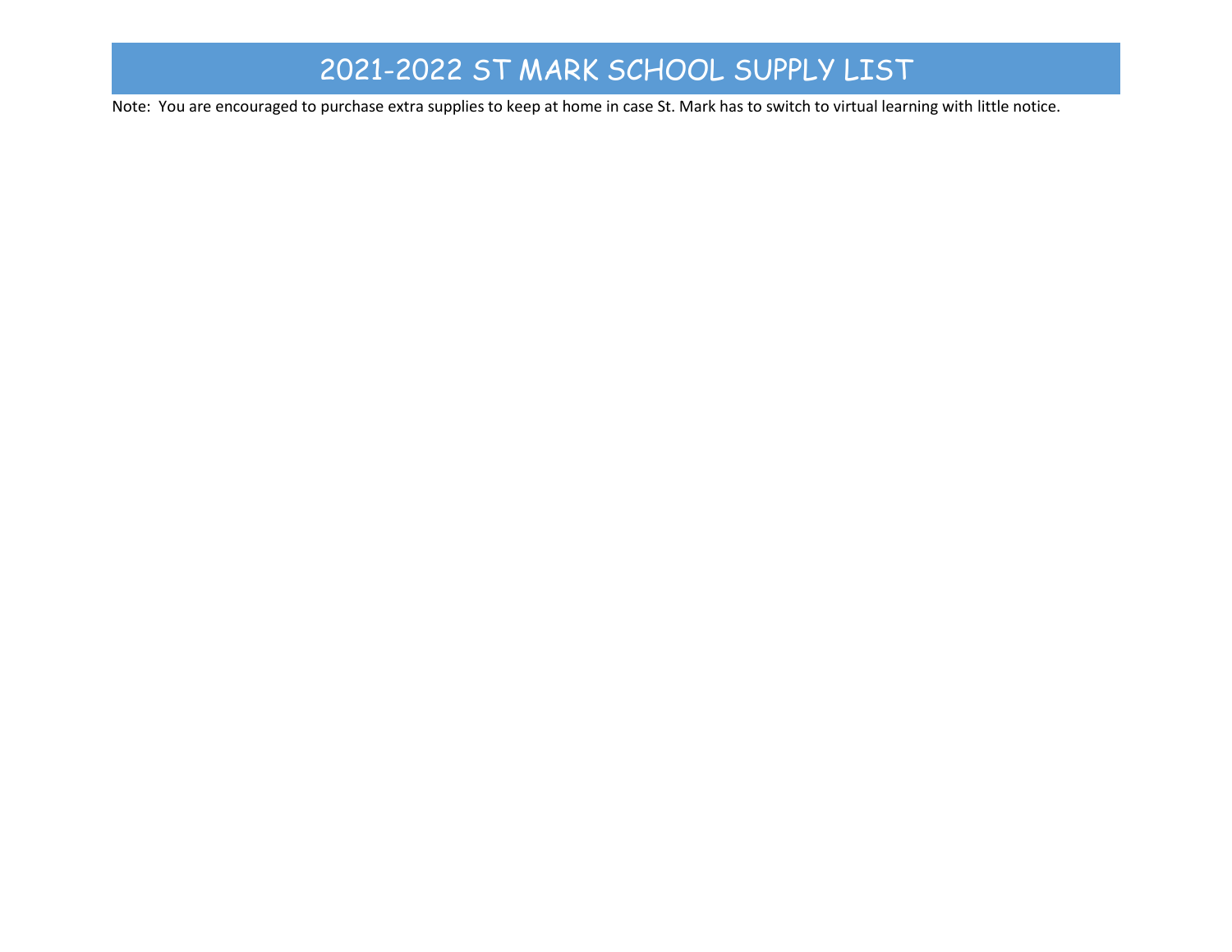# 2021-2022 ST MARK SCHOOL SUPPLY LIST

Note: You are encouraged to purchase extra supplies to keep at home in case St. Mark has to switch to virtual learning with little notice.